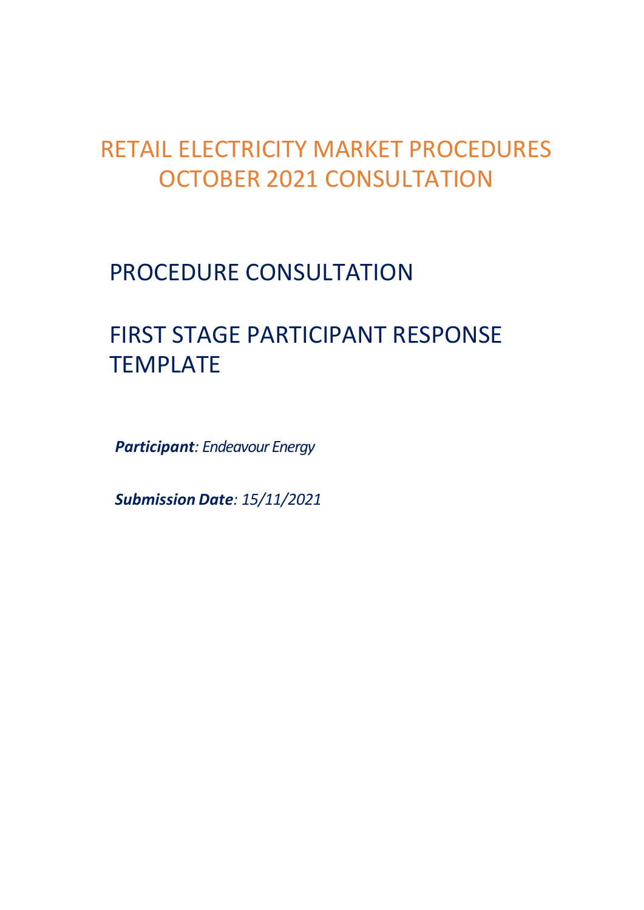# RETAIL ELECTRICITY MARKET PROCEDURES OCTOBER 2021 CONSULTATION

## PROCEDURE CONSULTATION

## FIRST STAGE PARTICIPANT RESPONSE TEMPLATE

***Participant**: Endeavour Energy*

***Submission Date**: 15/11/2021*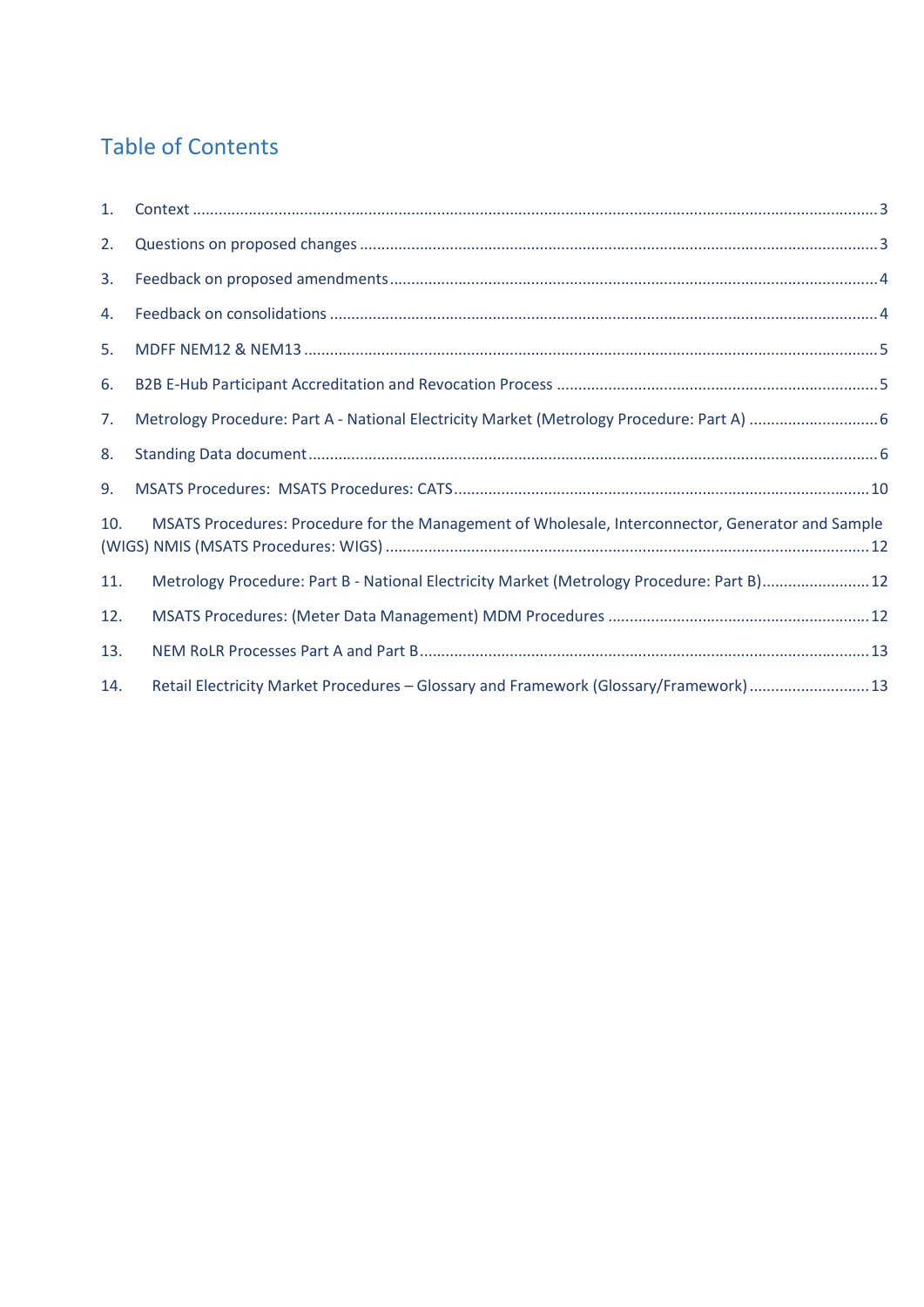# Table of Contents

1. Context ........................................................................................................................................... 3
2. Questions on proposed changes ....................................................................................................... 3
3. Feedback on proposed amendments ................................................................................................ 4
4. Feedback on consolidations .............................................................................................................. 4
5. MDFF NEM12 & NEM13 .................................................................................................................... 5
6. B2B E-Hub Participant Accreditation and Revocation Process ........................................................... 5
7. Metrology Procedure: Part A - National Electricity Market (Metrology Procedure: Part A) ............... 6
8. Standing Data document .................................................................................................................... 6
9. MSATS Procedures: MSATS Procedures: CATS ................................................................................ 10
10. MSATS Procedures: Procedure for the Management of Wholesale, Interconnector, Generator and Sample (WIGS) NMIS (MSATS Procedures: WIGS) ............................................................................................... 12
11. Metrology Procedure: Part B - National Electricity Market (Metrology Procedure: Part B) ........................ 12
12. MSATS Procedures: (Meter Data Management) MDM Procedures ............................................................ 12
13. NEM RoLR Processes Part A and Part B ....................................................................................... 13
14. Retail Electricity Market Procedures – Glossary and Framework (Glossary/Framework) ........................... 13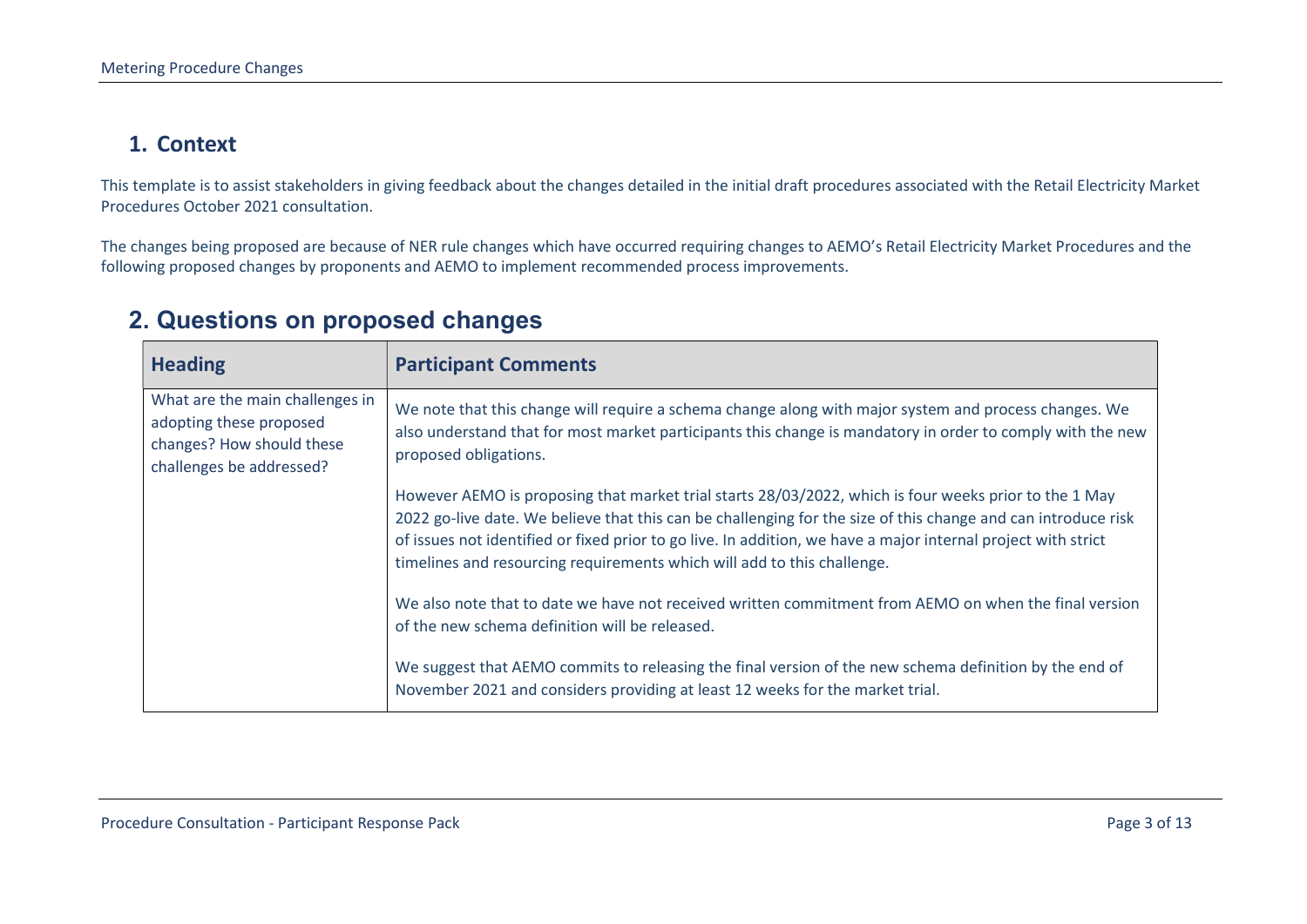## 1. Context

This template is to assist stakeholders in giving feedback about the changes detailed in the initial draft procedures associated with the Retail Electricity Market Procedures October 2021 consultation.

The changes being proposed are because of NER rule changes which have occurred requiring changes to AEMO's Retail Electricity Market Procedures and the following proposed changes by proponents and AEMO to implement recommended process improvements.

## 2. Questions on proposed changes

| Heading | Participant Comments |
| --- | --- |
| What are the main challenges in adopting these proposed changes? How should these challenges be addressed? | We note that this change will require a schema change along with major system and process changes. We also understand that for most market participants this change is mandatory in order to comply with the new proposed obligations.<br><br>However AEMO is proposing that market trial starts 28/03/2022, which is four weeks prior to the 1 May 2022 go-live date. We believe that this can be challenging for the size of this change and can introduce risk of issues not identified or fixed prior to go live. In addition, we have a major internal project with strict timelines and resourcing requirements which will add to this challenge.<br><br>We also note that to date we have not received written commitment from AEMO on when the final version of the new schema definition will be released.<br><br>We suggest that AEMO commits to releasing the final version of the new schema definition by the end of November 2021 and considers providing at least 12 weeks for the market trial. |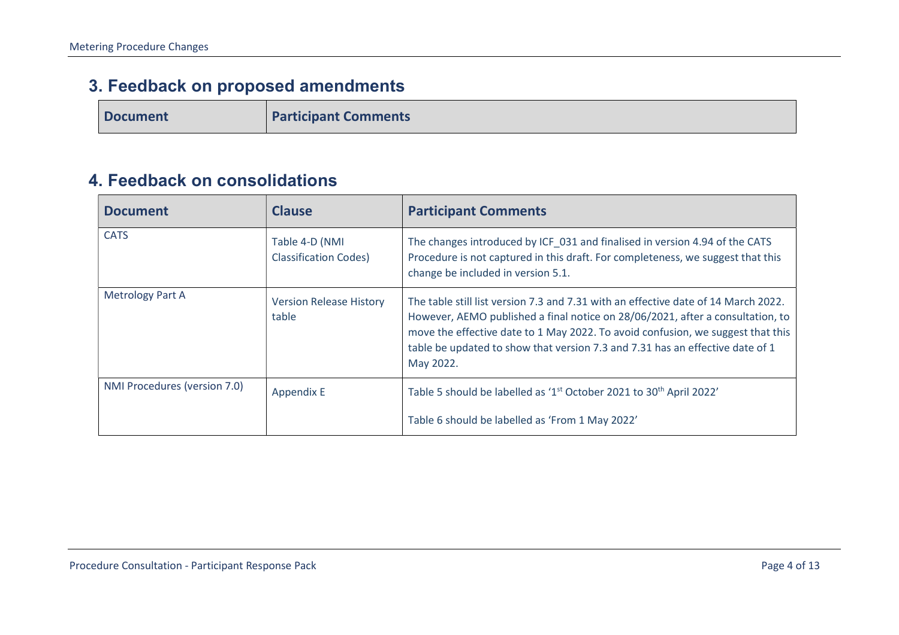## 3. Feedback on proposed amendments

| Document | Participant Comments |
|---|---|

## 4. Feedback on consolidations

| Document | Clause | Participant Comments |
|---|---|---|
| CATS | Table 4-D (NMI Classification Codes) | The changes introduced by ICF_031 and finalised in version 4.94 of the CATS Procedure is not captured in this draft. For completeness, we suggest that this change be included in version 5.1. |
| Metrology Part A | Version Release History table | The table still list version 7.3 and 7.31 with an effective date of 14 March 2022. However, AEMO published a final notice on 28/06/2021, after a consultation, to move the effective date to 1 May 2022. To avoid confusion, we suggest that this table be updated to show that version 7.3 and 7.31 has an effective date of 1 May 2022. |
| NMI Procedures (version 7.0) | Appendix E | Table 5 should be labelled as '1st October 2021 to 30th April 2022'<br><br>Table 6 should be labelled as 'From 1 May 2022' |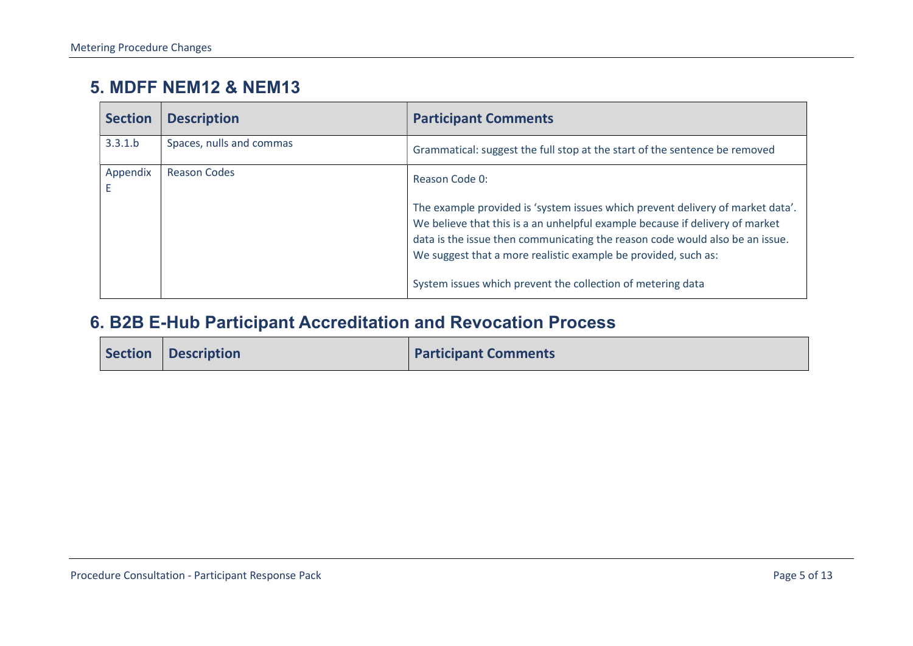## 5. MDFF NEM12 & NEM13

| Section | Description | Participant Comments |
|---|---|---|
| 3.3.1.b | Spaces, nulls and commas | Grammatical: suggest the full stop at the start of the sentence be removed |
| Appendix E | Reason Codes | Reason Code 0:<br><br>The example provided is 'system issues which prevent delivery of market data'. We believe that this is a an unhelpful example because if delivery of market data is the issue then communicating the reason code would also be an issue. We suggest that a more realistic example be provided, such as:<br><br>System issues which prevent the collection of metering data |

## 6. B2B E-Hub Participant Accreditation and Revocation Process

| Section | Description | Participant Comments |
|---|---|---|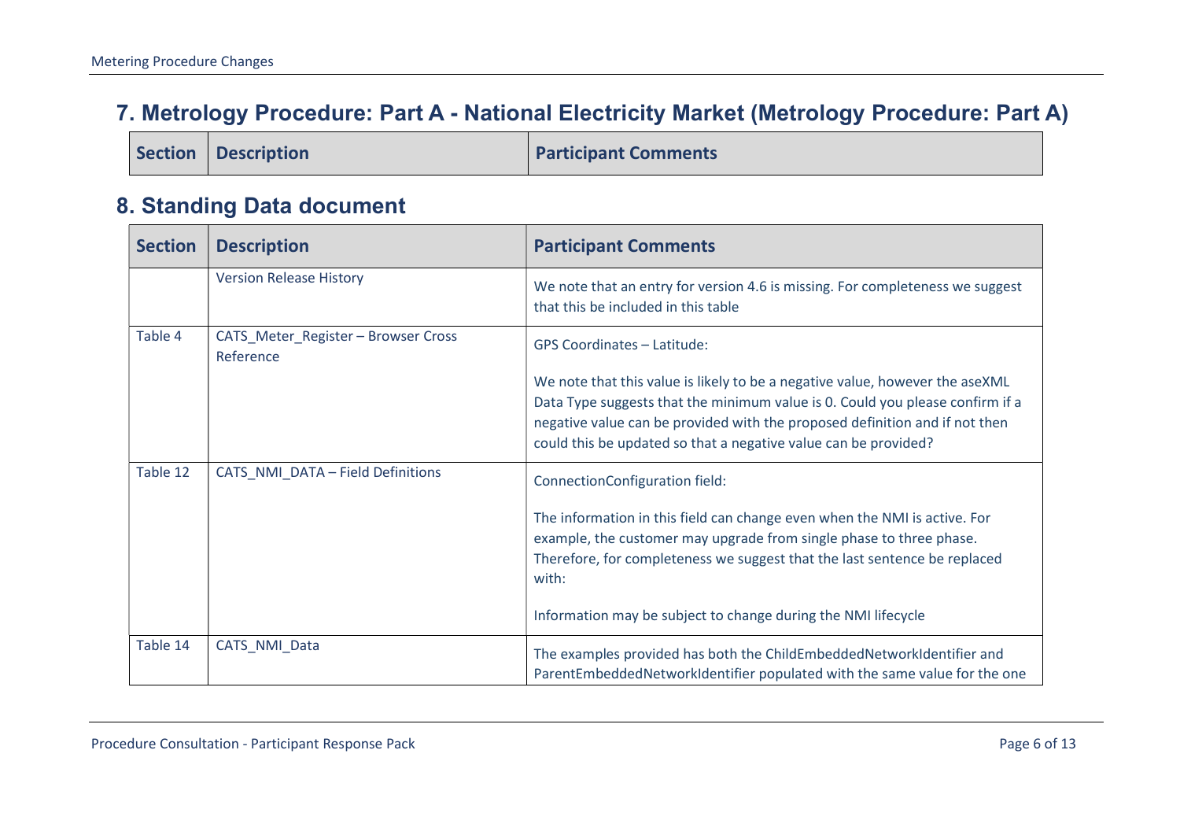## 7. Metrology Procedure: Part A - National Electricity Market (Metrology Procedure: Part A)

| Section | Description | Participant Comments |
|---|---|---|

## 8. Standing Data document

| Section | Description | Participant Comments |
|---|---|---|
| | Version Release History | We note that an entry for version 4.6 is missing. For completeness we suggest that this be included in this table |
| Table 4 | CATS_Meter_Register – Browser Cross Reference | GPS Coordinates – Latitude:<br><br>We note that this value is likely to be a negative value, however the aseXML Data Type suggests that the minimum value is 0. Could you please confirm if a negative value can be provided with the proposed definition and if not then could this be updated so that a negative value can be provided? |
| Table 12 | CATS_NMI_DATA – Field Definitions | ConnectionConfiguration field:<br><br>The information in this field can change even when the NMI is active. For example, the customer may upgrade from single phase to three phase. Therefore, for completeness we suggest that the last sentence be replaced with:<br><br>Information may be subject to change during the NMI lifecycle |
| Table 14 | CATS_NMI_Data | The examples provided has both the ChildEmbeddedNetworkIdentifier and ParentEmbeddedNetworkIdentifier populated with the same value for the one |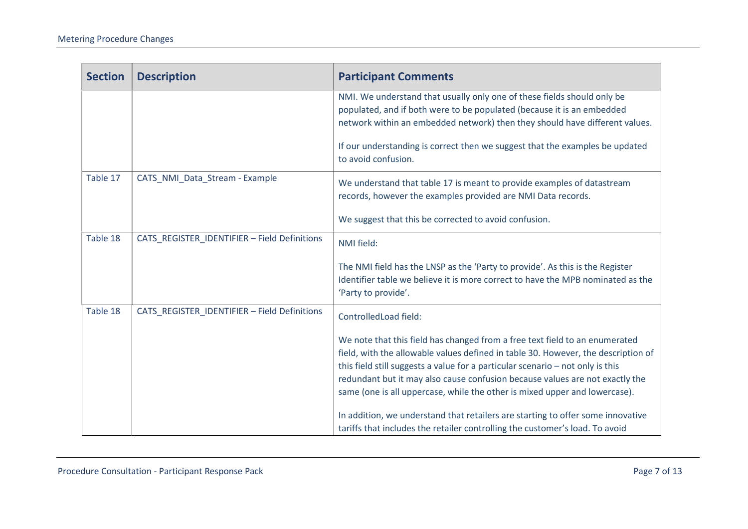| Section | Description | Participant Comments |
|---|---|---|
| | | NMI. We understand that usually only one of these fields should only be populated, and if both were to be populated (because it is an embedded network within an embedded network) then they should have different values.<br><br>If our understanding is correct then we suggest that the examples be updated to avoid confusion. |
| Table 17 | CATS_NMI_Data_Stream - Example | We understand that table 17 is meant to provide examples of datastream records, however the examples provided are NMI Data records.<br><br>We suggest that this be corrected to avoid confusion. |
| Table 18 | CATS_REGISTER_IDENTIFIER – Field Definitions | NMI field:<br><br>The NMI field has the LNSP as the 'Party to provide'. As this is the Register Identifier table we believe it is more correct to have the MPB nominated as the 'Party to provide'. |
| Table 18 | CATS_REGISTER_IDENTIFIER – Field Definitions | ControlledLoad field:<br><br>We note that this field has changed from a free text field to an enumerated field, with the allowable values defined in table 30. However, the description of this field still suggests a value for a particular scenario – not only is this redundant but it may also cause confusion because values are not exactly the same (one is all uppercase, while the other is mixed upper and lowercase).<br><br>In addition, we understand that retailers are starting to offer some innovative tariffs that includes the retailer controlling the customer's load. To avoid |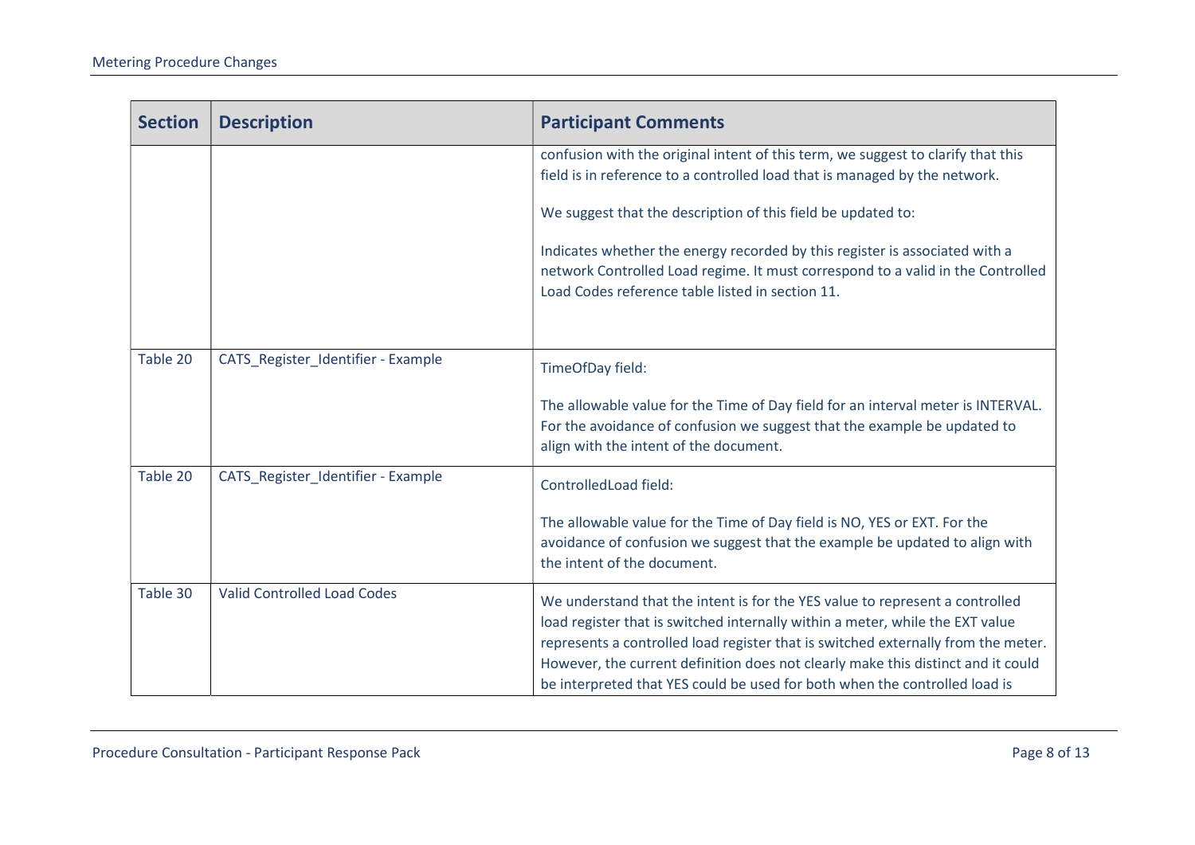| Section | Description | Participant Comments |
|---|---|---|
| | | confusion with the original intent of this term, we suggest to clarify that this field is in reference to a controlled load that is managed by the network.<br><br>We suggest that the description of this field be updated to:<br><br>Indicates whether the energy recorded by this register is associated with a network Controlled Load regime. It must correspond to a valid in the Controlled Load Codes reference table listed in section 11. |
| Table 20 | CATS_Register_Identifier - Example | TimeOfDay field:<br><br>The allowable value for the Time of Day field for an interval meter is INTERVAL. For the avoidance of confusion we suggest that the example be updated to align with the intent of the document. |
| Table 20 | CATS_Register_Identifier - Example | ControlledLoad field:<br><br>The allowable value for the Time of Day field is NO, YES or EXT. For the avoidance of confusion we suggest that the example be updated to align with the intent of the document. |
| Table 30 | Valid Controlled Load Codes | We understand that the intent is for the YES value to represent a controlled load register that is switched internally within a meter, while the EXT value represents a controlled load register that is switched externally from the meter. However, the current definition does not clearly make this distinct and it could be interpreted that YES could be used for both when the controlled load is |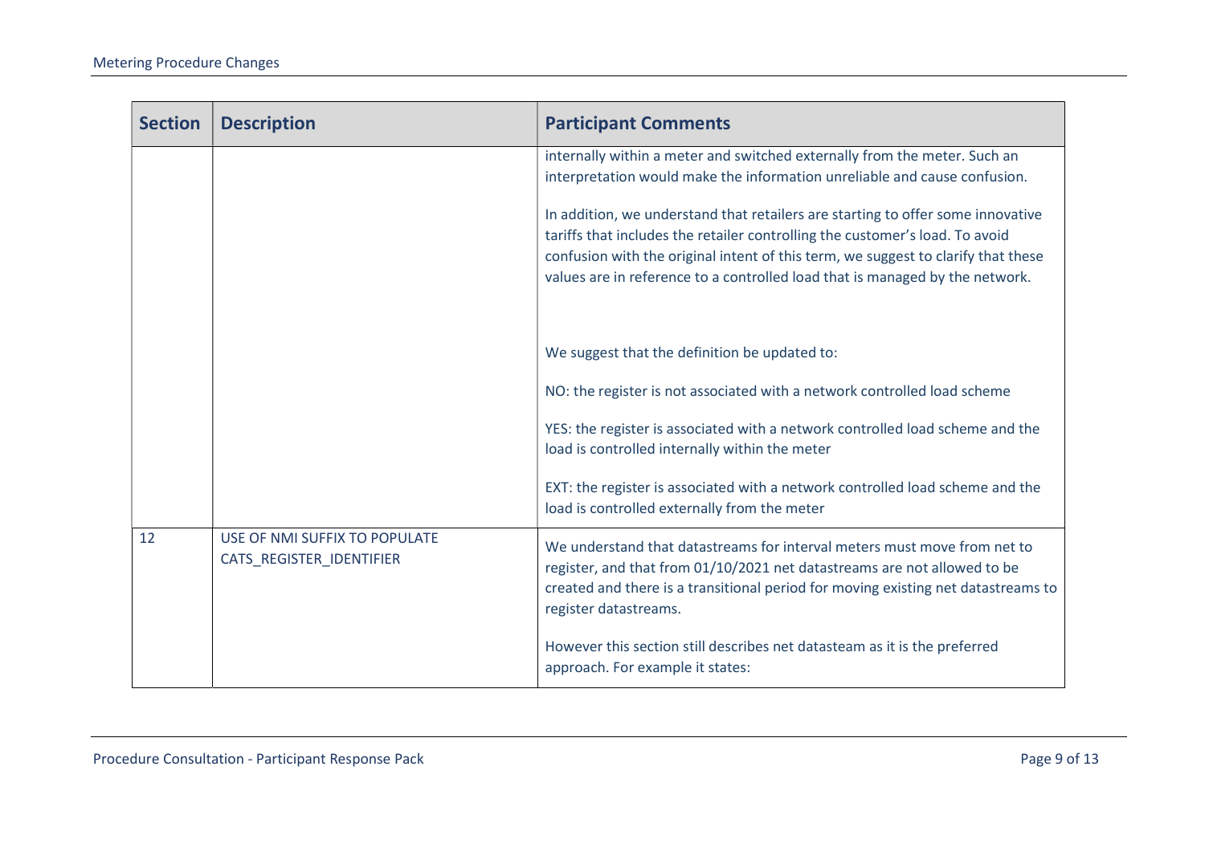| Section | Description | Participant Comments |
| --- | --- | --- |
| | | internally within a meter and switched externally from the meter. Such an interpretation would make the information unreliable and cause confusion.<br><br>In addition, we understand that retailers are starting to offer some innovative tariffs that includes the retailer controlling the customer's load. To avoid confusion with the original intent of this term, we suggest to clarify that these values are in reference to a controlled load that is managed by the network.<br><br>We suggest that the definition be updated to:<br><br>NO: the register is not associated with a network controlled load scheme<br><br>YES: the register is associated with a network controlled load scheme and the load is controlled internally within the meter<br><br>EXT: the register is associated with a network controlled load scheme and the load is controlled externally from the meter |
| 12 | USE OF NMI SUFFIX TO POPULATE CATS_REGISTER_IDENTIFIER | We understand that datastreams for interval meters must move from net to register, and that from 01/10/2021 net datastreams are not allowed to be created and there is a transitional period for moving existing net datastreams to register datastreams.<br><br>However this section still describes net datasteam as it is the preferred approach. For example it states: |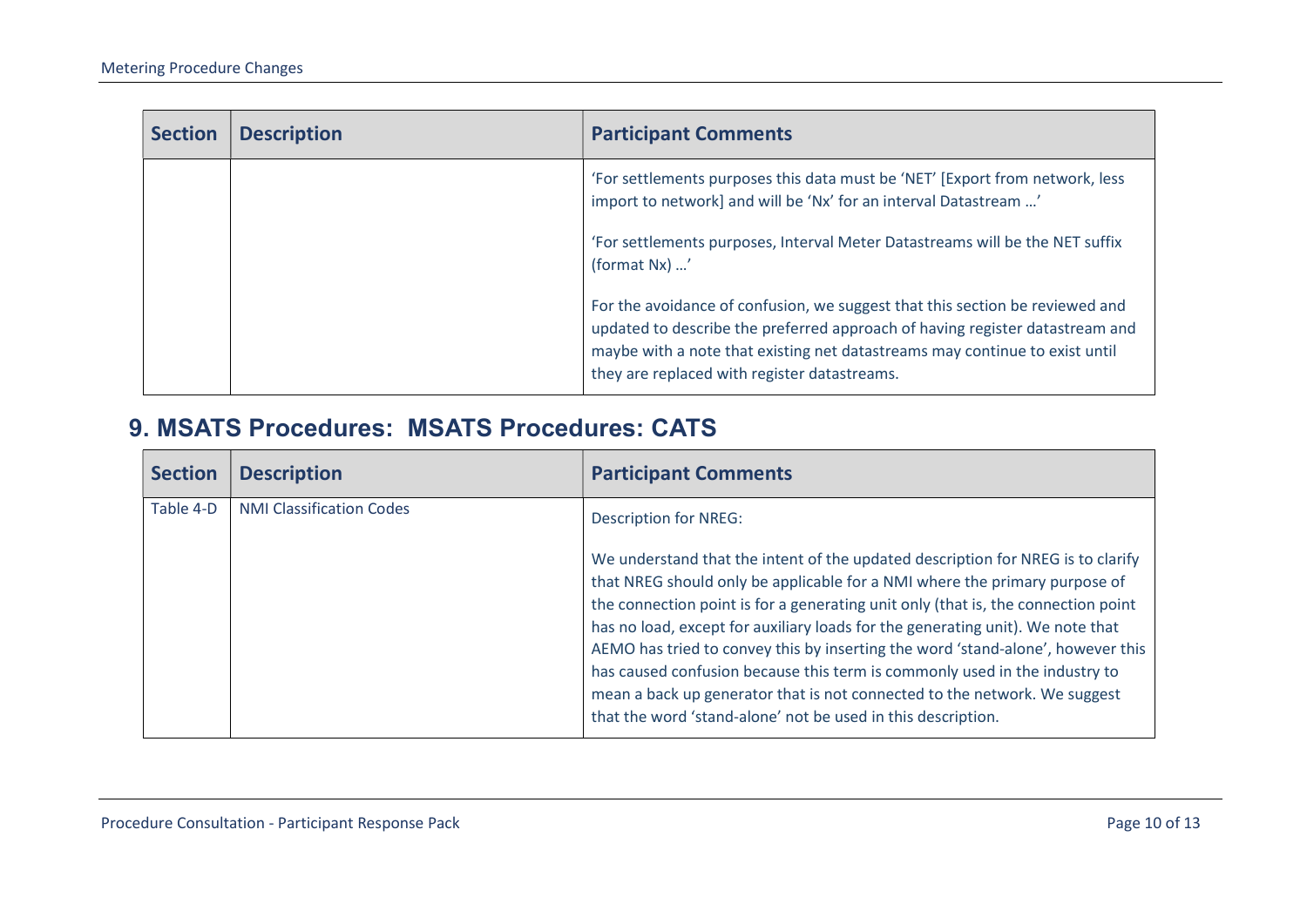| Section | Description | Participant Comments |
|---|---|---|
| | | 'For settlements purposes this data must be 'NET' [Export from network, less import to network] and will be 'Nx' for an interval Datastream …'<br><br>'For settlements purposes, Interval Meter Datastreams will be the NET suffix (format Nx) …'<br><br>For the avoidance of confusion, we suggest that this section be reviewed and updated to describe the preferred approach of having register datastream and maybe with a note that existing net datastreams may continue to exist until they are replaced with register datastreams. |

## 9. MSATS Procedures: MSATS Procedures: CATS

| Section | Description | Participant Comments |
|---|---|---|
| Table 4-D | NMI Classification Codes | Description for NREG:<br><br>We understand that the intent of the updated description for NREG is to clarify that NREG should only be applicable for a NMI where the primary purpose of the connection point is for a generating unit only (that is, the connection point has no load, except for auxiliary loads for the generating unit). We note that AEMO has tried to convey this by inserting the word 'stand-alone', however this has caused confusion because this term is commonly used in the industry to mean a back up generator that is not connected to the network. We suggest that the word 'stand-alone' not be used in this description. |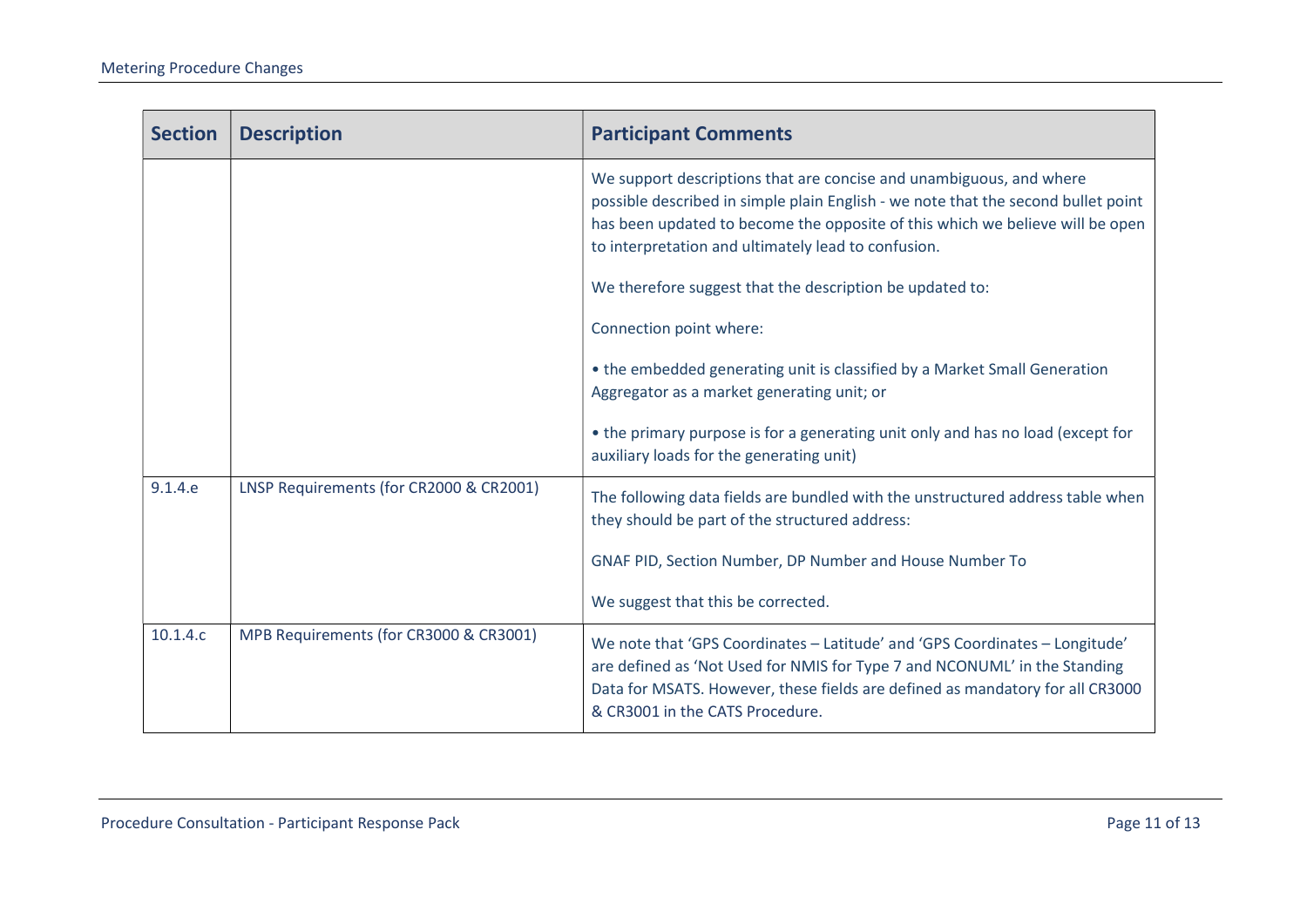| Section | Description | Participant Comments |
| --- | --- | --- |
| | | We support descriptions that are concise and unambiguous, and where possible described in simple plain English - we note that the second bullet point has been updated to become the opposite of this which we believe will be open to interpretation and ultimately lead to confusion.<br><br>We therefore suggest that the description be updated to:<br><br>Connection point where:<br><br>• the embedded generating unit is classified by a Market Small Generation Aggregator as a market generating unit; or<br><br>• the primary purpose is for a generating unit only and has no load (except for auxiliary loads for the generating unit) |
| 9.1.4.e | LNSP Requirements (for CR2000 & CR2001) | The following data fields are bundled with the unstructured address table when they should be part of the structured address:<br><br>GNAF PID, Section Number, DP Number and House Number To<br><br>We suggest that this be corrected. |
| 10.1.4.c | MPB Requirements (for CR3000 & CR3001) | We note that 'GPS Coordinates – Latitude' and 'GPS Coordinates – Longitude' are defined as 'Not Used for NMIS for Type 7 and NCONUML' in the Standing Data for MSATS. However, these fields are defined as mandatory for all CR3000 & CR3001 in the CATS Procedure. |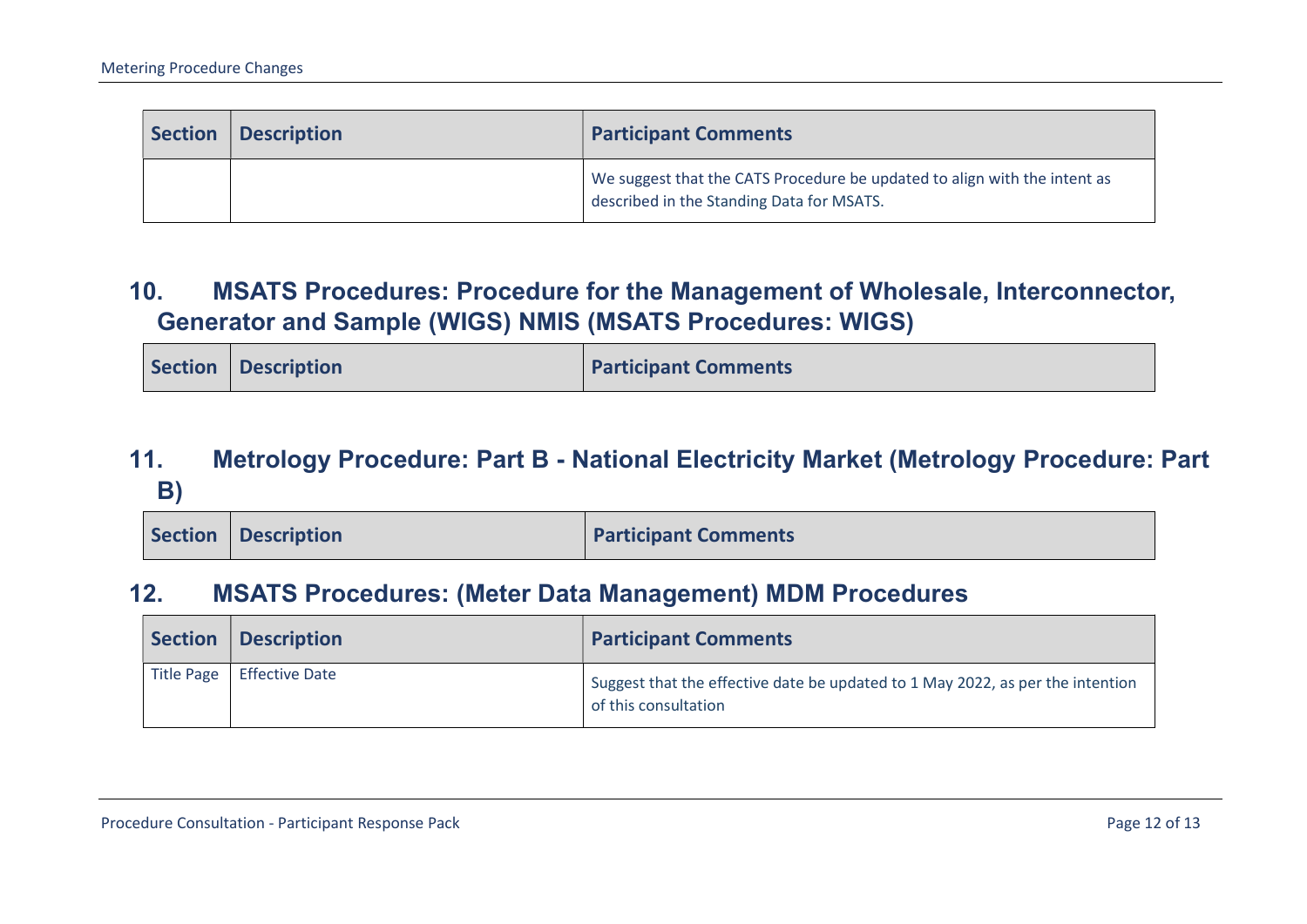| Section | Description | Participant Comments |
| --- | --- | --- |
| | | We suggest that the CATS Procedure be updated to align with the intent as described in the Standing Data for MSATS. |

## 10. MSATS Procedures: Procedure for the Management of Wholesale, Interconnector, Generator and Sample (WIGS) NMIS (MSATS Procedures: WIGS)

| Section | Description | Participant Comments |
| --- | --- | --- |

## 11. Metrology Procedure: Part B - National Electricity Market (Metrology Procedure: Part B)

| Section | Description | Participant Comments |
| --- | --- | --- |

## 12. MSATS Procedures: (Meter Data Management) MDM Procedures

| Section | Description | Participant Comments |
| --- | --- | --- |
| Title Page | Effective Date | Suggest that the effective date be updated to 1 May 2022, as per the intention of this consultation |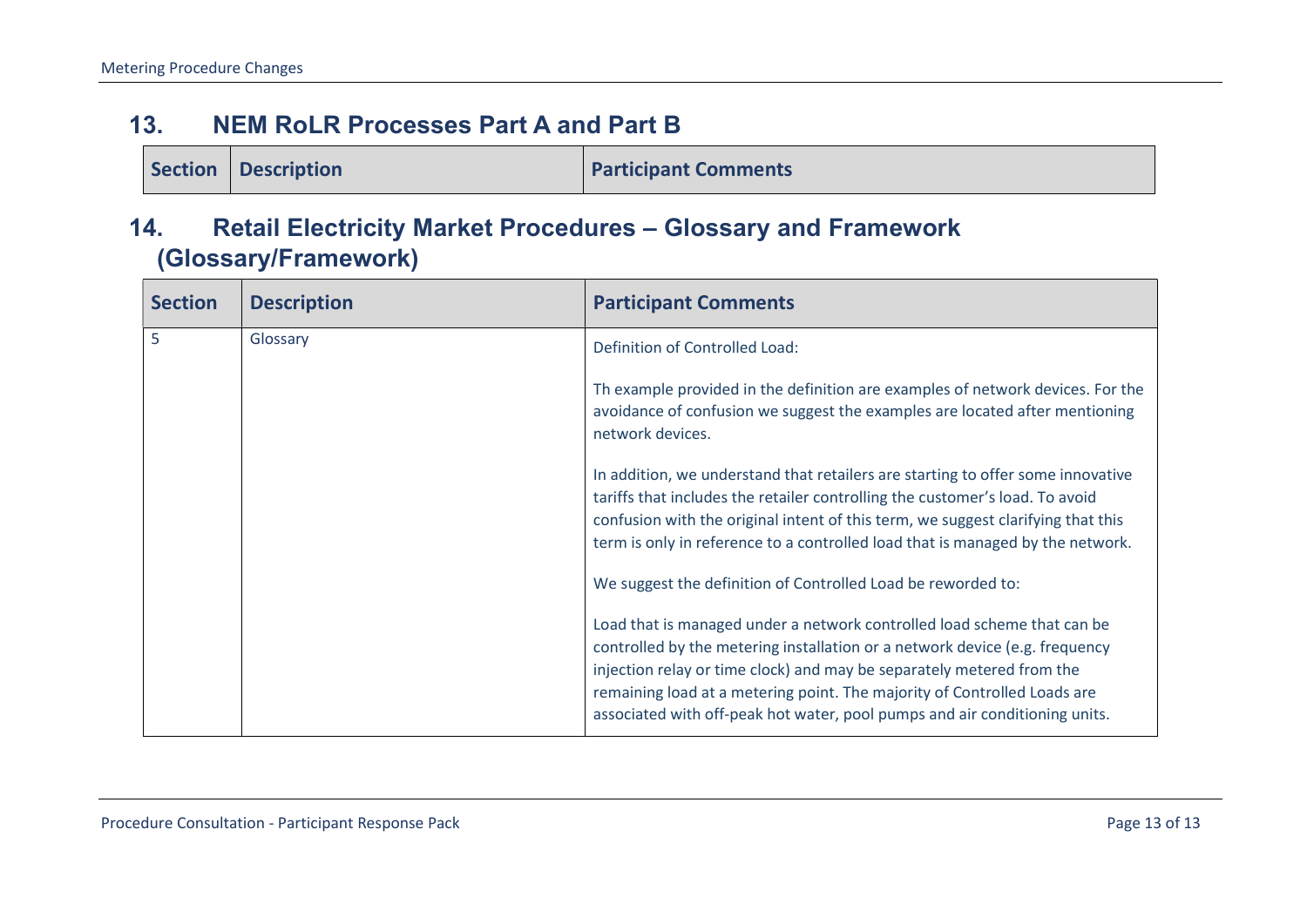## 13. NEM RoLR Processes Part A and Part B

| Section | Description | Participant Comments |
|---|---|---|

## 14. Retail Electricity Market Procedures – Glossary and Framework (Glossary/Framework)

| Section | Description | Participant Comments |
|---|---|---|
| 5 | Glossary | Definition of Controlled Load:<br><br>Th example provided in the definition are examples of network devices. For the avoidance of confusion we suggest the examples are located after mentioning network devices.<br><br>In addition, we understand that retailers are starting to offer some innovative tariffs that includes the retailer controlling the customer's load. To avoid confusion with the original intent of this term, we suggest clarifying that this term is only in reference to a controlled load that is managed by the network.<br><br>We suggest the definition of Controlled Load be reworded to:<br><br>Load that is managed under a network controlled load scheme that can be controlled by the metering installation or a network device (e.g. frequency injection relay or time clock) and may be separately metered from the remaining load at a metering point. The majority of Controlled Loads are associated with off-peak hot water, pool pumps and air conditioning units. |